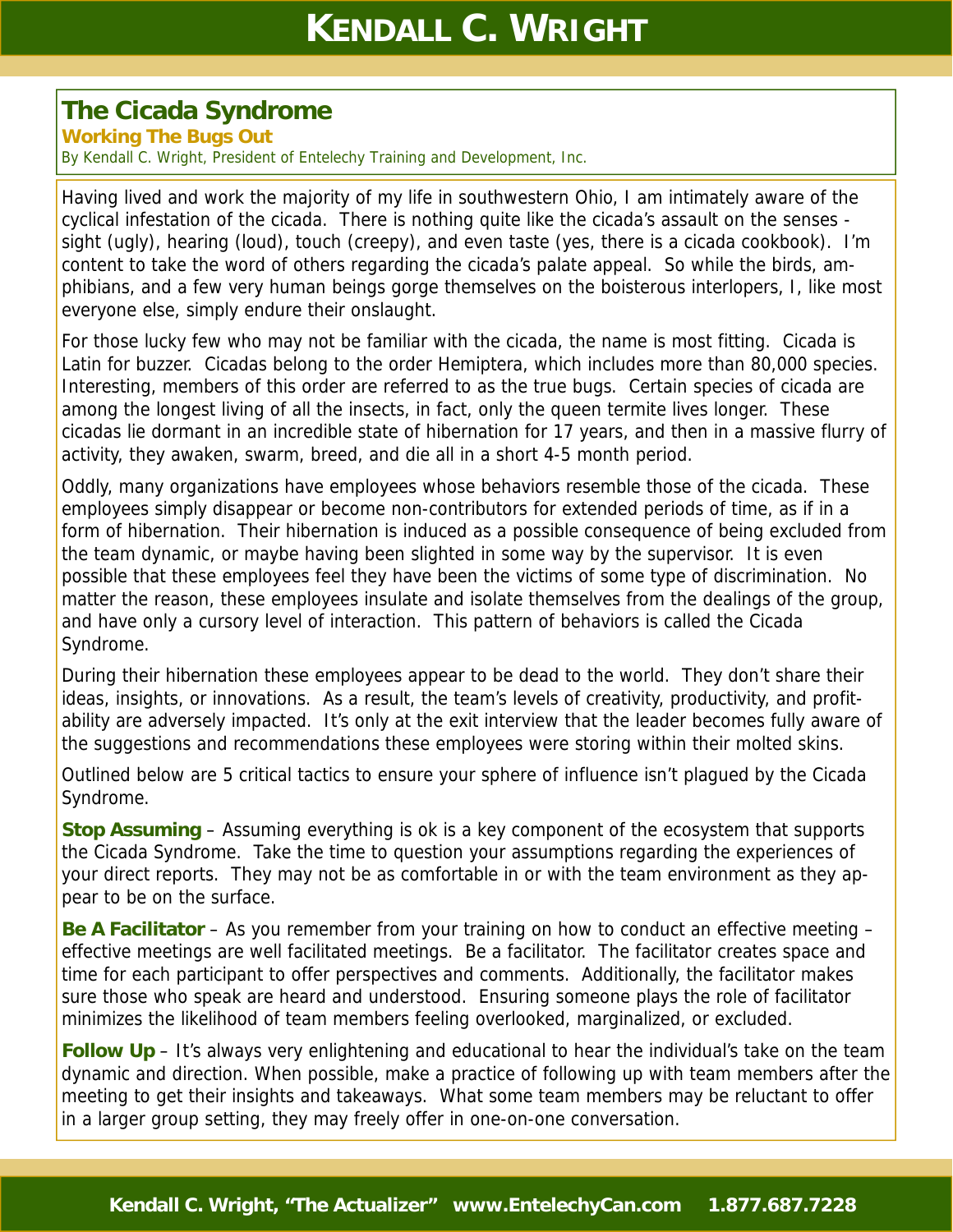# The Cicada Syndrome

## Working The Bugs Out

By Kendall C. Wright, President of Entelechy Training and Development, Inc.

Having lived and work the majority of my life in southwestern Ohio, I am intimately aware of the cyclical infestation of the cicada. There is nothing quite like the cicada's assault on the senses - sight (ugly), hearing (loud), touch (creepy), and even taste (yes, there is a cicada cookbook). I'm content to take the word of others regarding the cicada's palate appeal. So while the birds, amphibians, and a few very human beings gorge themselves on the boisterous interlopers, I, like most everyone else, simply endure their onslaught.

For those lucky few who may not be familiar with the cicada, the name is most fitting. Cicada is Latin for buzzer. Cicadas belong to the order Hemiptera, which includes more than 80,000 species. Interesting, members of this order are referred to as the true bugs. Certain species of cicada are among the longest living of all the insects, in fact, only the queen termite lives longer. These cicadas lie dormant in an incredible state of hibernation for 17 years, and then in a massive flurry of activity, they awaken, swarm, breed, and die all in a short 4-5 month period.

Oddly, many organizations have employees whose behaviors resemble those of the cicada. These employees simply disappear or become non-contributors for extended periods of time, as if in a form of hibernation. Their hibernation is induced as a possible consequence of being excluded from the team dynamic, or maybe having been slighted in some way by the supervisor. It is even possible that these employees feel they have been the victims of some type of discrimination. No matter the reason, these employees insulate and isolate themselves from the dealings of the group, and have only a cursory level of interaction. This pattern of behaviors is called the Cicada Syndrome.

During their hibernation these employees appear to be dead to the world. They don't share their ideas, insights, or innovations. As a result, the team's levels of creativity, productivity, and profitability are adversely impacted. It's only at the exit interview that the leader becomes fully aware of the suggestions and recommendations these employees were storing within their molted skins.

Outlined below are 5 critical tactics to ensure your sphere of influence isn't plagued by the Cicada Syndrome.

**Stop Assuming** – Assuming everything is ok is a key component of the ecosystem that supports the Cicada Syndrome. Take the time to question your assumptions regarding the experiences of your direct reports. They may not be as comfortable in or with the team environment as they appear to be on the surface.

**Be A Facilitator** – As you remember from your training on how to conduct an effective meeting – effective meetings are well facilitated meetings. Be a facilitator. The facilitator creates space and time for each participant to offer perspectives and comments. Additionally, the facilitator makes sure those who speak are heard and understood. Ensuring someone plays the role of facilitator minimizes the likelihood of team members feeling overlooked, marginalized, or excluded.

**Follow Up** – It's always very enlightening and educational to hear the individual's take on the team dynamic and direction. When possible, make a practice of following up with team members after the meeting to get their insights and takeaways. What some team members may be reluctant to offer in a larger group setting, they may freely offer in one-on-one conversation.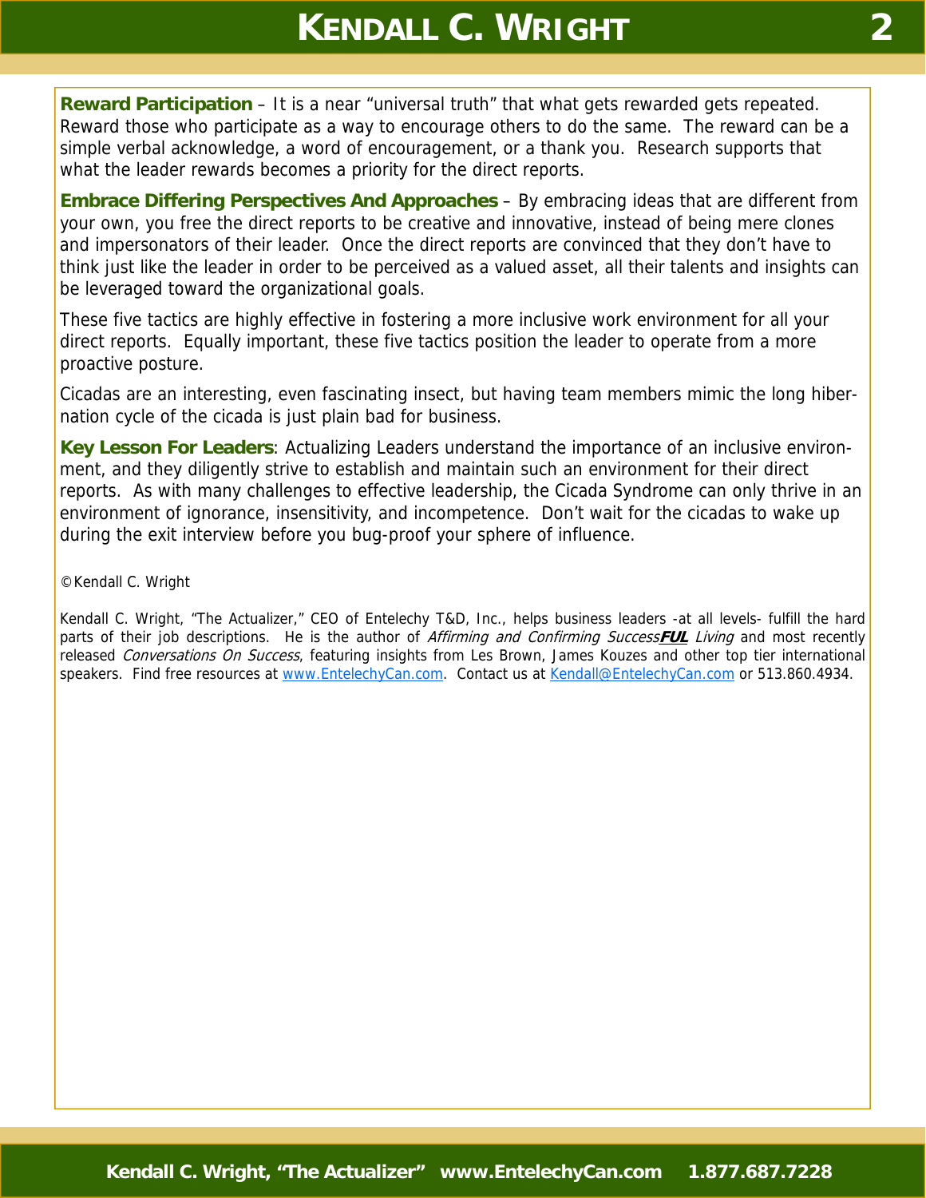**Reward Participation** – It is a near "universal truth" that what gets rewarded gets repeated. Reward those who participate as a way to encourage others to do the same. The reward can be a simple verbal acknowledge, a word of encouragement, or a thank you. Research supports that what the leader rewards becomes a priority for the direct reports.

**Embrace Differing Perspectives And Approaches** – By embracing ideas that are different from your own, you free the direct reports to be creative and innovative, instead of being mere clones and impersonators of their leader. Once the direct reports are convinced that they don't have to think just like the leader in order to be perceived as a valued asset, all their talents and insights can be leveraged toward the organizational goals.

These five tactics are highly effective in fostering a more inclusive work environment for all your direct reports. Equally important, these five tactics position the leader to operate from a more proactive posture.

Cicadas are an interesting, even fascinating insect, but having team members mimic the long hibernation cycle of the cicada is just plain bad for business.

**Key Lesson For Leaders**: Actualizing Leaders understand the importance of an inclusive environment, and they diligently strive to establish and maintain such an environment for their direct reports. As with many challenges to effective leadership, the Cicada Syndrome can only thrive in an environment of ignorance, insensitivity, and incompetence. Don't wait for the cicadas to wake up during the exit interview before you bug-proof your sphere of influence.

©Kendall C. Wright

Kendall C. Wright, "The Actualizer," CEO of Entelechy T&D, Inc., helps business leaders -at all levels- fulfill the hard parts of their job descriptions. He is the author of *Affirming and Confirming Success**FUL** Living* and most recently released *Conversations On Success*, featuring insights from Les Brown, James Kouzes and other top tier international speakers. Find free resources at www.EntelechyCan.com. Contact us at Kendall@EntelechyCan.com or 513.860.4934.